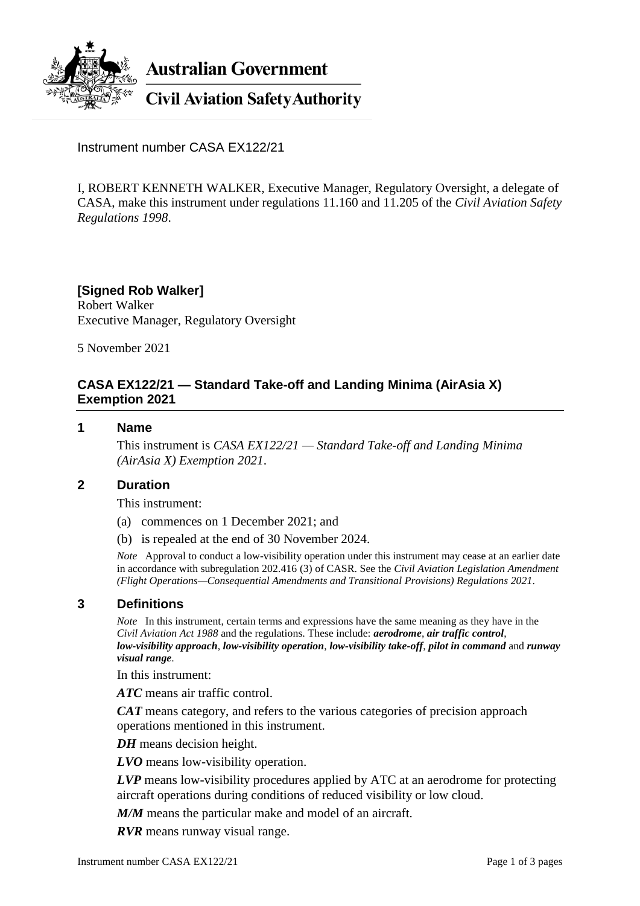Australian Government

Civil Aviation Safety Authority

Instrument number CASA EX122/21

I, ROBERT KENNETH WALKER, Executive Manager, Regulatory Oversight, a delegate of CASA, make this instrument under regulations 11.160 and 11.205 of the *Civil Aviation Safety Regulations 1998*.

**[Signed Rob Walker]**
Robert Walker
Executive Manager, Regulatory Oversight

5 November 2021

## CASA EX122/21 — Standard Take-off and Landing Minima (AirAsia X) Exemption 2021

### 1 Name

This instrument is *CASA EX122/21 — Standard Take-off and Landing Minima (AirAsia X) Exemption 2021*.

### 2 Duration

This instrument:

(a) commences on 1 December 2021; and

(b) is repealed at the end of 30 November 2024.

*Note* Approval to conduct a low-visibility operation under this instrument may cease at an earlier date in accordance with subregulation 202.416 (3) of CASR. See the *Civil Aviation Legislation Amendment (Flight Operations—Consequential Amendments and Transitional Provisions) Regulations 2021*.

### 3 Definitions

*Note* In this instrument, certain terms and expressions have the same meaning as they have in the *Civil Aviation Act 1988* and the regulations. These include: ***aerodrome***, ***air traffic control***, ***low-visibility approach***, ***low-visibility operation***, ***low-visibility take-off***, ***pilot in command*** and ***runway visual range***.

In this instrument:

***ATC*** means air traffic control.

***CAT*** means category, and refers to the various categories of precision approach operations mentioned in this instrument.

***DH*** means decision height.

***LVO*** means low-visibility operation.

***LVP*** means low-visibility procedures applied by ATC at an aerodrome for protecting aircraft operations during conditions of reduced visibility or low cloud.

***M/M*** means the particular make and model of an aircraft.

***RVR*** means runway visual range.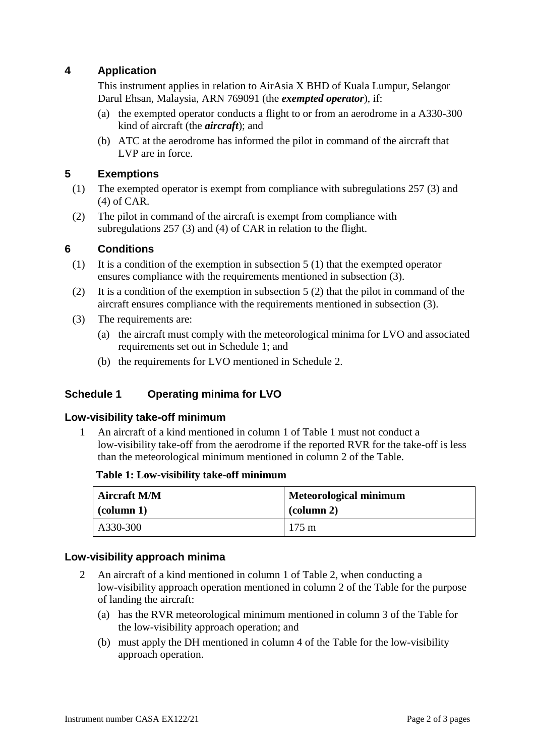## 4 Application

This instrument applies in relation to AirAsia X BHD of Kuala Lumpur, Selangor Darul Ehsan, Malaysia, ARN 769091 (the ***exempted operator***), if:

(a) the exempted operator conducts a flight to or from an aerodrome in a A330-300 kind of aircraft (the ***aircraft***); and

(b) ATC at the aerodrome has informed the pilot in command of the aircraft that LVP are in force.

## 5 Exemptions

(1) The exempted operator is exempt from compliance with subregulations 257 (3) and (4) of CAR.

(2) The pilot in command of the aircraft is exempt from compliance with subregulations 257 (3) and (4) of CAR in relation to the flight.

## 6 Conditions

(1) It is a condition of the exemption in subsection 5 (1) that the exempted operator ensures compliance with the requirements mentioned in subsection (3).

(2) It is a condition of the exemption in subsection 5 (2) that the pilot in command of the aircraft ensures compliance with the requirements mentioned in subsection (3).

(3) The requirements are:

(a) the aircraft must comply with the meteorological minima for LVO and associated requirements set out in Schedule 1; and

(b) the requirements for LVO mentioned in Schedule 2.

## Schedule 1 Operating minima for LVO

### Low-visibility take-off minimum

1 An aircraft of a kind mentioned in column 1 of Table 1 must not conduct a low-visibility take-off from the aerodrome if the reported RVR for the take-off is less than the meteorological minimum mentioned in column 2 of the Table.

**Table 1: Low-visibility take-off minimum**

| **Aircraft M/M (column 1)** | **Meteorological minimum (column 2)** |
|---|---|
| A330-300 | 175 m |

### Low-visibility approach minima

2 An aircraft of a kind mentioned in column 1 of Table 2, when conducting a low-visibility approach operation mentioned in column 2 of the Table for the purpose of landing the aircraft:

(a) has the RVR meteorological minimum mentioned in column 3 of the Table for the low-visibility approach operation; and

(b) must apply the DH mentioned in column 4 of the Table for the low-visibility approach operation.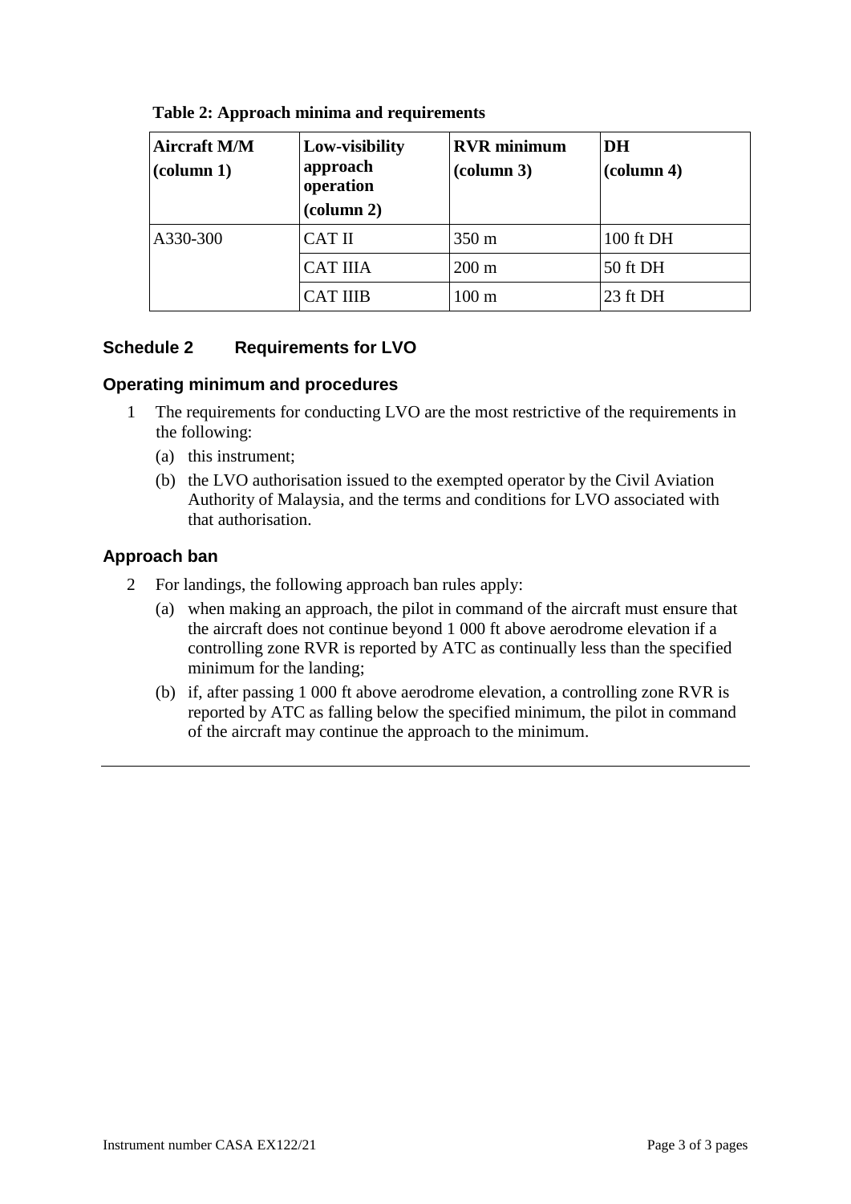**Table 2: Approach minima and requirements**

| Aircraft M/M (column 1) | Low-visibility approach operation (column 2) | RVR minimum (column 3) | DH (column 4) |
|---|---|---|---|
| A330-300 | CAT II | 350 m | 100 ft DH |
| | CAT IIIA | 200 m | 50 ft DH |
| | CAT IIIB | 100 m | 23 ft DH |

## Schedule 2 Requirements for LVO

### Operating minimum and procedures

1 The requirements for conducting LVO are the most restrictive of the requirements in the following:

(a) this instrument;

(b) the LVO authorisation issued to the exempted operator by the Civil Aviation Authority of Malaysia, and the terms and conditions for LVO associated with that authorisation.

### Approach ban

2 For landings, the following approach ban rules apply:

(a) when making an approach, the pilot in command of the aircraft must ensure that the aircraft does not continue beyond 1 000 ft above aerodrome elevation if a controlling zone RVR is reported by ATC as continually less than the specified minimum for the landing;

(b) if, after passing 1 000 ft above aerodrome elevation, a controlling zone RVR is reported by ATC as falling below the specified minimum, the pilot in command of the aircraft may continue the approach to the minimum.